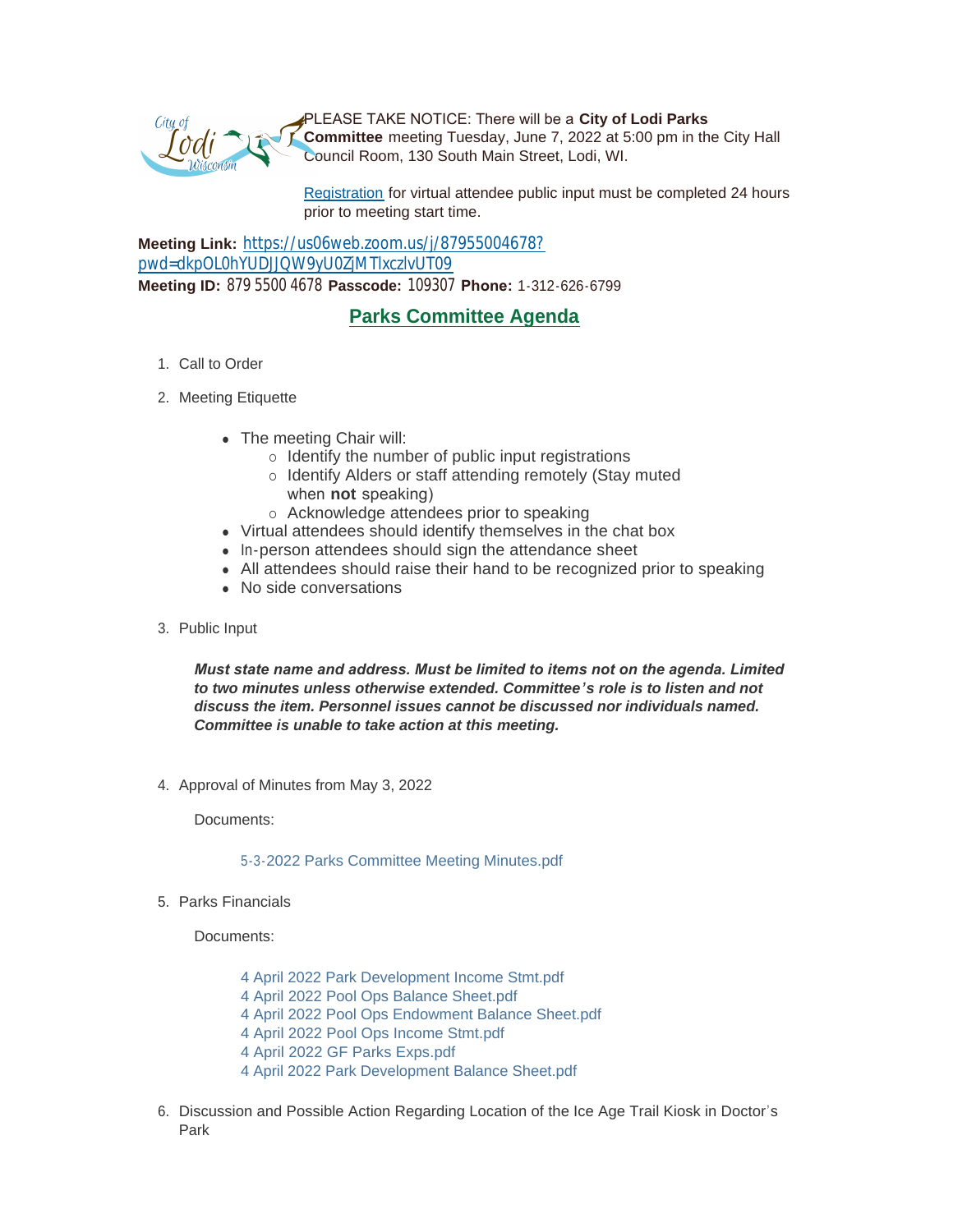PLEASE TAKE NOTICE: There will be a **City of Lodi Parks Committee** meeting Tuesday, June 7, 2022 at 5:00 pm in the City Hall Council Room, 130 South Main Street, Lodi, WI.

Registration for virtual attendee public input must be completed 24 hours prior to meeting start time.

**Meeting Link:** https://us06web.zoom.us/j/87955004678?pwd=dkpOL0hYUDJJQW9yU0ZjMTlxczlvUT09
**Meeting ID:** 879 5500 4678 **Passcode:** 109307 **Phone:** 1-312-626-6799

## Parks Committee Agenda

1. Call to Order

2. Meeting Etiquette

   - The meeting Chair will:
     - Identify the number of public input registrations
     - Identify Alders or staff attending remotely (Stay muted when **not** speaking)
     - Acknowledge attendees prior to speaking
   - Virtual attendees should identify themselves in the chat box
   - In-person attendees should sign the attendance sheet
   - All attendees should raise their hand to be recognized prior to speaking
   - No side conversations

3. Public Input

   ***Must state name and address. Must be limited to items not on the agenda. Limited to two minutes unless otherwise extended. Committee's role is to listen and not discuss the item. Personnel issues cannot be discussed nor individuals named. Committee is unable to take action at this meeting.***

4. Approval of Minutes from May 3, 2022

   Documents:

   5-3-2022 Parks Committee Meeting Minutes.pdf

5. Parks Financials

   Documents:

   4 April 2022 Park Development Income Stmt.pdf
   4 April 2022 Pool Ops Balance Sheet.pdf
   4 April 2022 Pool Ops Endowment Balance Sheet.pdf
   4 April 2022 Pool Ops Income Stmt.pdf
   4 April 2022 GF Parks Exps.pdf
   4 April 2022 Park Development Balance Sheet.pdf

6. Discussion and Possible Action Regarding Location of the Ice Age Trail Kiosk in Doctor's Park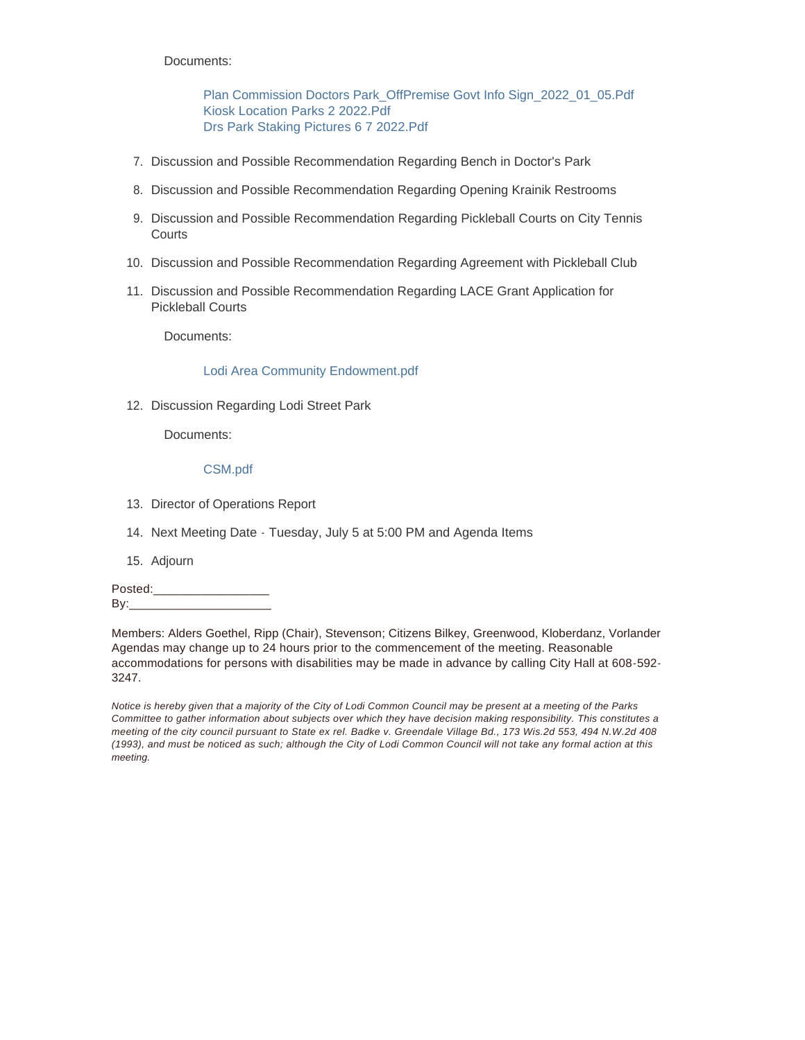Documents:

- Plan Commission Doctors Park_OffPremise Govt Info Sign_2022_01_05.Pdf
- Kiosk Location Parks 2 2022.Pdf
- Drs Park Staking Pictures 6 7 2022.Pdf

7. Discussion and Possible Recommendation Regarding Bench in Doctor's Park
8. Discussion and Possible Recommendation Regarding Opening Krainik Restrooms
9. Discussion and Possible Recommendation Regarding Pickleball Courts on City Tennis Courts
10. Discussion and Possible Recommendation Regarding Agreement with Pickleball Club
11. Discussion and Possible Recommendation Regarding LACE Grant Application for Pickleball Courts

    Documents:

    - Lodi Area Community Endowment.pdf

12. Discussion Regarding Lodi Street Park

    Documents:

    - CSM.pdf

13. Director of Operations Report
14. Next Meeting Date - Tuesday, July 5 at 5:00 PM and Agenda Items
15. Adjourn

Posted:_________________
By:_____________________

Members: Alders Goethel, Ripp (Chair), Stevenson; Citizens Bilkey, Greenwood, Kloberdanz, Vorlander
Agendas may change up to 24 hours prior to the commencement of the meeting. Reasonable accommodations for persons with disabilities may be made in advance by calling City Hall at 608-592-3247.

*Notice is hereby given that a majority of the City of Lodi Common Council may be present at a meeting of the Parks Committee to gather information about subjects over which they have decision making responsibility. This constitutes a meeting of the city council pursuant to State ex rel. Badke v. Greendale Village Bd., 173 Wis.2d 553, 494 N.W.2d 408 (1993), and must be noticed as such; although the City of Lodi Common Council will not take any formal action at this meeting.*